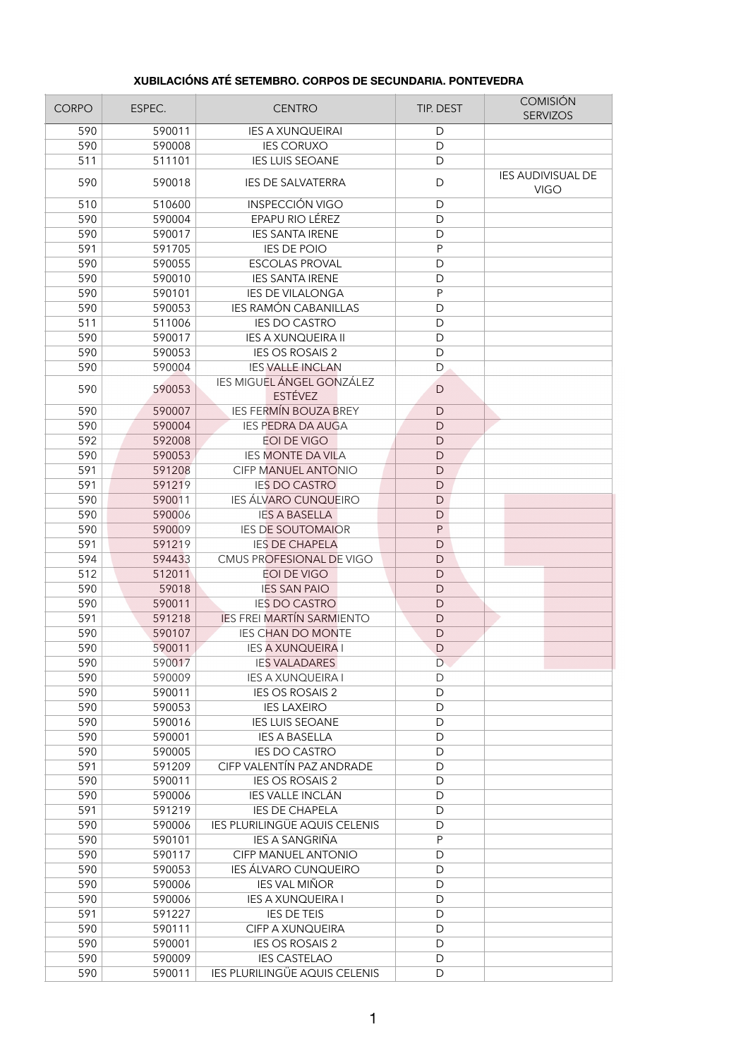**XUBILACIÓNS ATÉ SETEMBRO. CORPOS DE SECUNDARIA. PONTEVEDRA**

| CORPO | ESPEC. | CENTRO | TIP. DEST | COMISIÓN SERVIZOS |
|---|---|---|---|---|
| 590 | 590011 | IES A XUNQUEIRAI | D | |
| 590 | 590008 | IES CORUXO | D | |
| 511 | 511101 | IES LUIS SEOANE | D | |
| 590 | 590018 | IES DE SALVATERRA | D | IES AUDIVISUAL DE VIGO |
| 510 | 510600 | INSPECCIÓN VIGO | D | |
| 590 | 590004 | EPAPU RIO LÉREZ | D | |
| 590 | 590017 | IES SANTA IRENE | D | |
| 591 | 591705 | IES DE POIO | P | |
| 590 | 590055 | ESCOLAS PROVAL | D | |
| 590 | 590010 | IES SANTA IRENE | D | |
| 590 | 590101 | IES DE VILALONGA | P | |
| 590 | 590053 | IES RAMÓN CABANILLAS | D | |
| 511 | 511006 | IES DO CASTRO | D | |
| 590 | 590017 | IES A XUNQUEIRA II | D | |
| 590 | 590053 | IES OS ROSAIS 2 | D | |
| 590 | 590004 | IES VALLE INCLAN | D | |
| 590 | 590053 | IES MIGUEL ÁNGEL GONZÁLEZ ESTÉVEZ | D | |
| 590 | 590007 | IES FERMÍN BOUZA BREY | D | |
| 590 | 590004 | IES PEDRA DA AUGA | D | |
| 592 | 592008 | EOI DE VIGO | D | |
| 590 | 590053 | IES MONTE DA VILA | D | |
| 591 | 591208 | CIFP MANUEL ANTONIO | D | |
| 591 | 591219 | IES DO CASTRO | D | |
| 590 | 590011 | IES ÁLVARO CUNQUEIRO | D | |
| 590 | 590006 | IES A BASELLA | D | |
| 590 | 590009 | IES DE SOUTOMAIOR | P | |
| 591 | 591219 | IES DE CHAPELA | D | |
| 594 | 594433 | CMUS PROFESIONAL DE VIGO | D | |
| 512 | 512011 | EOI DE VIGO | D | |
| 590 | 59018 | IES SAN PAIO | D | |
| 590 | 590011 | IES DO CASTRO | D | |
| 591 | 591218 | IES FREI MARTÍN SARMIENTO | D | |
| 590 | 590107 | IES CHAN DO MONTE | D | |
| 590 | 590011 | IES A XUNQUEIRA I | D | |
| 590 | 590017 | IES VALADARES | D | |
| 590 | 590009 | IES A XUNQUEIRA I | D | |
| 590 | 590011 | IES OS ROSAIS 2 | D | |
| 590 | 590053 | IES LAXEIRO | D | |
| 590 | 590016 | IES LUIS SEOANE | D | |
| 590 | 590001 | IES A BASELLA | D | |
| 590 | 590005 | IES DO CASTRO | D | |
| 591 | 591209 | CIFP VALENTÍN PAZ ANDRADE | D | |
| 590 | 590011 | IES OS ROSAIS 2 | D | |
| 590 | 590006 | IES VALLE INCLÁN | D | |
| 591 | 591219 | IES DE CHAPELA | D | |
| 590 | 590006 | IES PLURILINGÜE AQUIS CELENIS | D | |
| 590 | 590101 | IES A SANGRIÑA | P | |
| 590 | 590117 | CIFP MANUEL ANTONIO | D | |
| 590 | 590053 | IES ÁLVARO CUNQUEIRO | D | |
| 590 | 590006 | IES VAL MIÑOR | D | |
| 590 | 590006 | IES A XUNQUEIRA I | D | |
| 591 | 591227 | IES DE TEIS | D | |
| 590 | 590111 | CIFP A XUNQUEIRA | D | |
| 590 | 590001 | IES OS ROSAIS 2 | D | |
| 590 | 590009 | IES CASTELAO | D | |
| 590 | 590011 | IES PLURILINGÜE AQUIS CELENIS | D | |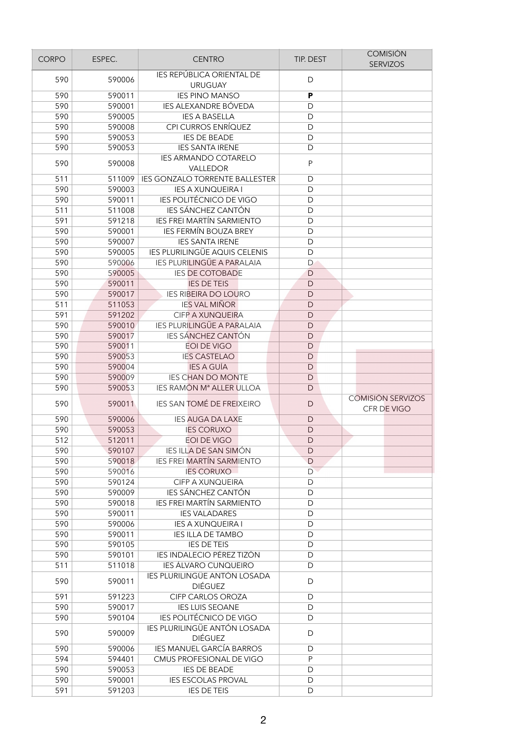| CORPO | ESPEC. | CENTRO | TIP. DEST | COMISIÓN SERVIZOS |
|---|---|---|---|---|
| 590 | 590006 | IES REPÚBLICA ORIENTAL DE URUGUAY | D | |
| 590 | 590011 | IES PINO MANSO | **P** | |
| 590 | 590001 | IES ALEXANDRE BÓVEDA | D | |
| 590 | 590005 | IES A BASELLA | D | |
| 590 | 590008 | CPI CURROS ENRÍQUEZ | D | |
| 590 | 590053 | IES DE BEADE | D | |
| 590 | 590053 | IES SANTA IRENE | D | |
| 590 | 590008 | IES ARMANDO COTARELO VALLEDOR | P | |
| 511 | 511009 | IES GONZALO TORRENTE BALLESTER | D | |
| 590 | 590003 | IES A XUNQUEIRA I | D | |
| 590 | 590011 | IES POLITÉCNICO DE VIGO | D | |
| 511 | 511008 | IES SÁNCHEZ CANTÓN | D | |
| 591 | 591218 | IES FREI MARTÍN SARMIENTO | D | |
| 590 | 590001 | IES FERMÍN BOUZA BREY | D | |
| 590 | 590007 | IES SANTA IRENE | D | |
| 590 | 590005 | IES PLURILINGÜE AQUIS CELENIS | D | |
| 590 | 590006 | IES PLURILINGÜE A PARALAIA | D | |
| 590 | 590005 | IES DE COTOBADE | D | |
| 590 | 590011 | IES DE TEIS | D | |
| 590 | 590017 | IES RIBEIRA DO LOURO | D | |
| 511 | 511053 | IES VAL MIÑOR | D | |
| 591 | 591202 | CIFP A XUNQUEIRA | D | |
| 590 | 590010 | IES PLURILINGÜE A PARALAIA | D | |
| 590 | 590017 | IES SÁNCHEZ CANTÓN | D | |
| 590 | 590011 | EOI DE VIGO | D | |
| 590 | 590053 | IES CASTELAO | D | |
| 590 | 590004 | IES A GUÍA | D | |
| 590 | 590009 | IES CHAN DO MONTE | D | |
| 590 | 590053 | IES RAMÓN Mª ALLER ULLOA | D | |
| 590 | 590011 | IES SAN TOMÉ DE FREIXEIRO | D | COMISIÓN SERVIZOS CFR DE VIGO |
| 590 | 590006 | IES AUGA DA LAXE | D | |
| 590 | 590053 | IES CORUXO | D | |
| 512 | 512011 | EOI DE VIGO | D | |
| 590 | 590107 | IES ILLA DE SAN SIMÓN | D | |
| 590 | 590018 | IES FREI MARTÍN SARMIENTO | D | |
| 590 | 590016 | IES CORUXO | D | |
| 590 | 590124 | CIFP A XUNQUEIRA | D | |
| 590 | 590009 | IES SÁNCHEZ CANTÓN | D | |
| 590 | 590018 | IES FREI MARTÍN SARMIENTO | D | |
| 590 | 590011 | IES VALADARES | D | |
| 590 | 590006 | IES A XUNQUEIRA I | D | |
| 590 | 590011 | IES ILLA DE TAMBO | D | |
| 590 | 590105 | IES DE TEIS | D | |
| 590 | 590101 | IES INDALECIO PÉREZ TIZÓN | D | |
| 511 | 511018 | IES ÁLVARO CUNQUEIRO | D | |
| 590 | 590011 | IES PLURILINGÜE ANTÓN LOSADA DIÉGUEZ | D | |
| 591 | 591223 | CIFP CARLOS OROZA | D | |
| 590 | 590017 | IES LUIS SEOANE | D | |
| 590 | 590104 | IES POLITÉCNICO DE VIGO | D | |
| 590 | 590009 | IES PLURILINGÜE ANTÓN LOSADA DIÉGUEZ | D | |
| 590 | 590006 | IES MANUEL GARCÍA BARROS | D | |
| 594 | 594401 | CMUS PROFESIONAL DE VIGO | P | |
| 590 | 590053 | IES DE BEADE | D | |
| 590 | 590001 | IES ESCOLAS PROVAL | D | |
| 591 | 591203 | IES DE TEIS | D | |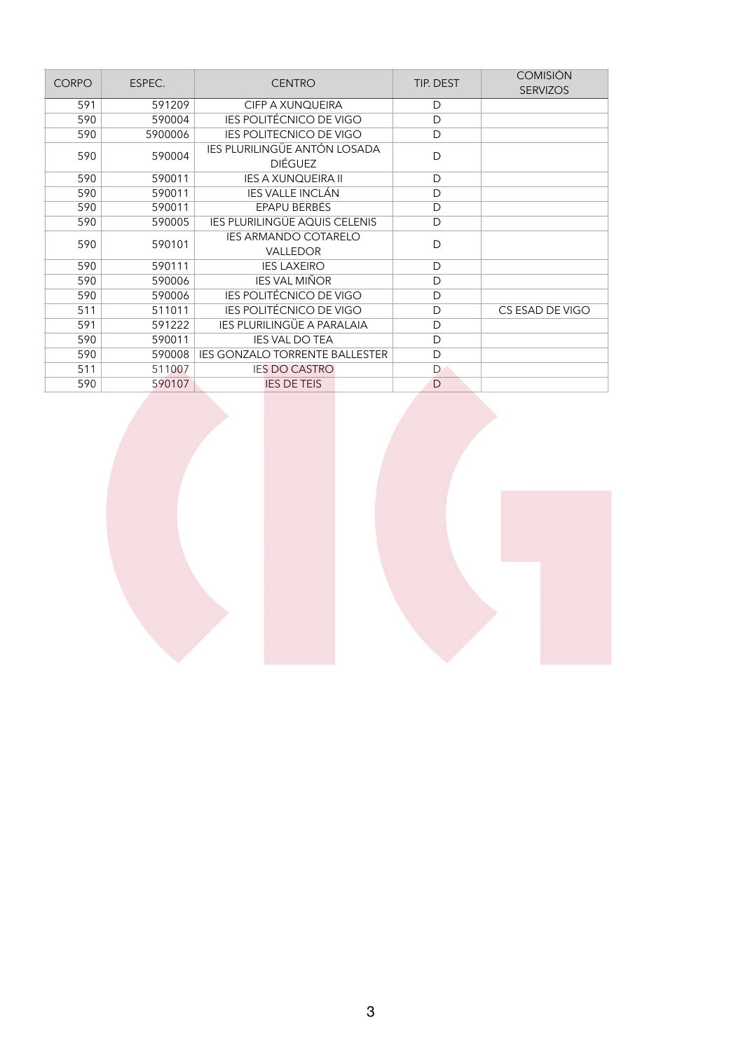| CORPO | ESPEC. | CENTRO | TIP. DEST | COMISIÓN SERVIZOS |
|---|---|---|---|---|
| 591 | 591209 | CIFP A XUNQUEIRA | D | |
| 590 | 590004 | IES POLITÉCNICO DE VIGO | D | |
| 590 | 5900006 | IES POLITECNICO DE VIGO | D | |
| 590 | 590004 | IES PLURILINGÜE ANTÓN LOSADA DIÉGUEZ | D | |
| 590 | 590011 | IES A XUNQUEIRA II | D | |
| 590 | 590011 | IES VALLE INCLÁN | D | |
| 590 | 590011 | EPAPU BERBÉS | D | |
| 590 | 590005 | IES PLURILINGÜE AQUIS CELENIS | D | |
| 590 | 590101 | IES ARMANDO COTARELO VALLEDOR | D | |
| 590 | 590111 | IES LAXEIRO | D | |
| 590 | 590006 | IES VAL MIÑOR | D | |
| 590 | 590006 | IES POLITÉCNICO DE VIGO | D | |
| 511 | 511011 | IES POLITÉCNICO DE VIGO | D | CS ESAD DE VIGO |
| 591 | 591222 | IES PLURILINGÜE A PARALAIA | D | |
| 590 | 590011 | IES VAL DO TEA | D | |
| 590 | 590008 | IES GONZALO TORRENTE BALLESTER | D | |
| 511 | 511007 | IES DO CASTRO | D | |
| 590 | 590107 | IES DE TEIS | D | |